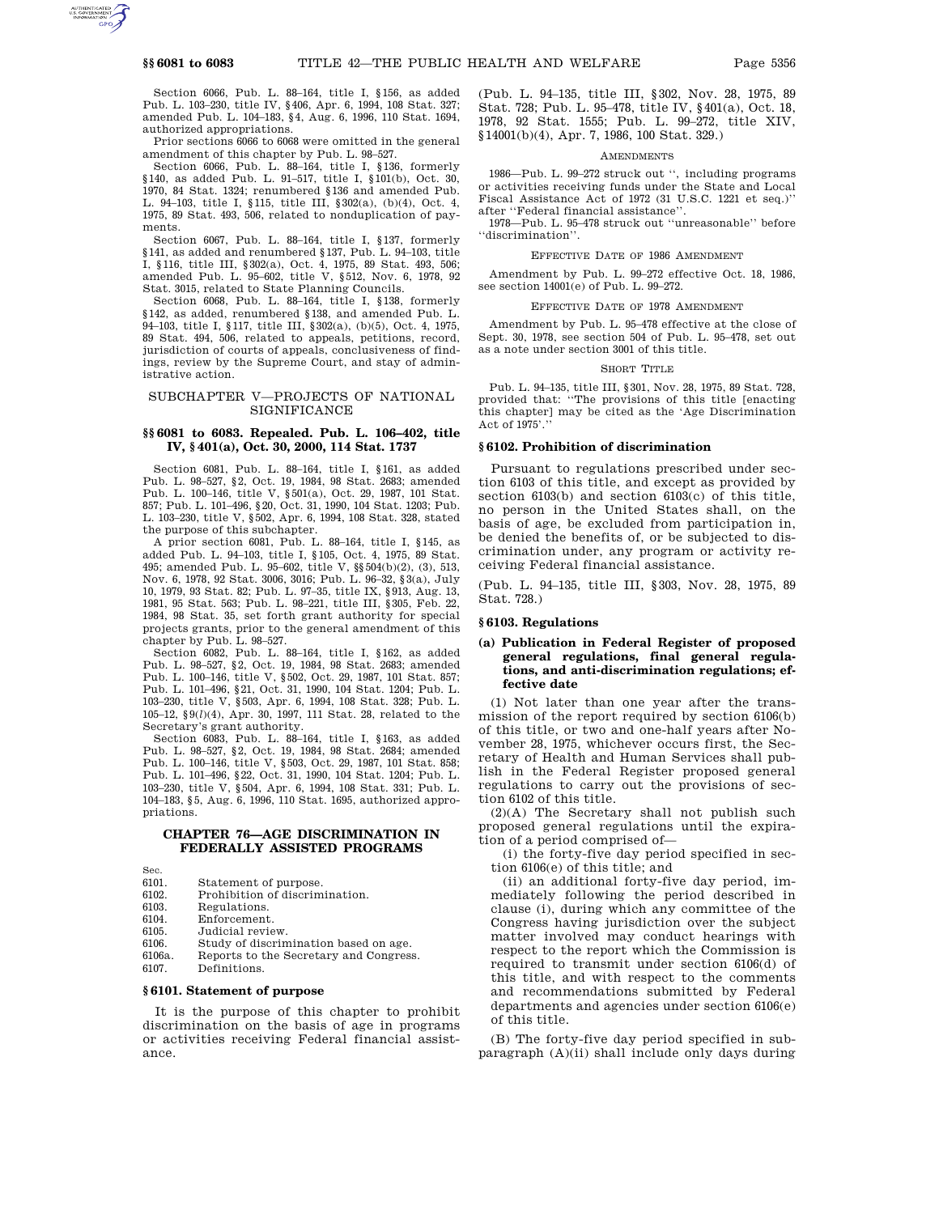Section 6066, Pub. L. 88–164, title I, §156, as added Pub. L. 103–230, title IV, §406, Apr. 6, 1994, 108 Stat. 327; amended Pub. L. 104–183, §4, Aug. 6, 1996, 110 Stat. 1694, authorized appropriations.

Prior sections 6066 to 6068 were omitted in the general amendment of this chapter by Pub. L. 98–527.

Section 6066, Pub. L. 88–164, title I, §136, formerly §140, as added Pub. L. 91–517, title I, §101(b), Oct. 30, 1970, 84 Stat. 1324; renumbered §136 and amended Pub. L. 94–103, title I, §115, title III, §302(a), (b)(4), Oct. 4, 1975, 89 Stat. 493, 506, related to nonduplication of payments.

Section 6067, Pub. L. 88–164, title I, §137, formerly §141, as added and renumbered §137, Pub. L. 94–103, title I, §116, title III, §302(a), Oct. 4, 1975, 89 Stat. 493, 506; amended Pub. L. 95–602, title V, §512, Nov. 6, 1978, 92 Stat. 3015, related to State Planning Councils.

Section 6068, Pub. L. 88–164, title I, §138, formerly §142, as added, renumbered §138, and amended Pub. L. 94–103, title I, §117, title III, §302(a), (b)(5), Oct. 4, 1975, 89 Stat. 494, 506, related to appeals, petitions, record, jurisdiction of courts of appeals, conclusiveness of findings, review by the Supreme Court, and stay of administrative action.

## SUBCHAPTER V—PROJECTS OF NATIONAL SIGNIFICANCE

### §§ 6081 to 6083. Repealed. Pub. L. 106–402, title IV, § 401(a), Oct. 30, 2000, 114 Stat. 1737

Section 6081, Pub. L. 88–164, title I, §161, as added Pub. L. 98–527, §2, Oct. 19, 1984, 98 Stat. 2683; amended Pub. L. 100–146, title V, §501(a), Oct. 29, 1987, 101 Stat. 857; Pub. L. 101–496, §20, Oct. 31, 1990, 104 Stat. 1203; Pub. L. 103–230, title V, §502, Apr. 6, 1994, 108 Stat. 328, stated the purpose of this subchapter.

A prior section 6081, Pub. L. 88–164, title I, §145, as added Pub. L. 94–103, title I, §105, Oct. 4, 1975, 89 Stat. 495; amended Pub. L. 95–602, title V, §§504(b)(2), (3), 513, Nov. 6, 1978, 92 Stat. 3006, 3016; Pub. L. 96–32, §3(a), July 10, 1979, 93 Stat. 82; Pub. L. 97–35, title IX, §913, Aug. 13, 1981, 95 Stat. 563; Pub. L. 98–221, title III, §305, Feb. 22, 1984, 98 Stat. 35, set forth grant authority for special projects grants, prior to the general amendment of this chapter by Pub. L. 98–527.

Section 6082, Pub. L. 88–164, title I, §162, as added Pub. L. 98–527, §2, Oct. 19, 1984, 98 Stat. 2683; amended Pub. L. 100–146, title V, §502, Oct. 29, 1987, 101 Stat. 857; Pub. L. 101–496, §21, Oct. 31, 1990, 104 Stat. 1204; Pub. L. 103–230, title V, §503, Apr. 6, 1994, 108 Stat. 328; Pub. L. 105–12, §9(*l*)(4), Apr. 30, 1997, 111 Stat. 28, related to the Secretary's grant authority.

Section 6083, Pub. L. 88–164, title I, §163, as added Pub. L. 98–527, §2, Oct. 19, 1984, 98 Stat. 2684; amended Pub. L. 100–146, title V, §503, Oct. 29, 1987, 101 Stat. 858; Pub. L. 101–496, §22, Oct. 31, 1990, 104 Stat. 1204; Pub. L. 103–230, title V, §504, Apr. 6, 1994, 108 Stat. 331; Pub. L. 104–183, §5, Aug. 6, 1996, 110 Stat. 1695, authorized appropriations.

## CHAPTER 76—AGE DISCRIMINATION IN FEDERALLY ASSISTED PROGRAMS

| Sec. | |
|---|---|
| 6101. | Statement of purpose. |
| 6102. | Prohibition of discrimination. |
| 6103. | Regulations. |
| 6104. | Enforcement. |
| 6105. | Judicial review. |
| 6106. | Study of discrimination based on age. |
| 6106a. | Reports to the Secretary and Congress. |
| 6107. | Definitions. |

### § 6101. Statement of purpose

It is the purpose of this chapter to prohibit discrimination on the basis of age in programs or activities receiving Federal financial assistance.

(Pub. L. 94–135, title III, §302, Nov. 28, 1975, 89 Stat. 728; Pub. L. 95–478, title IV, §401(a), Oct. 18, 1978, 92 Stat. 1555; Pub. L. 99–272, title XIV, §14001(b)(4), Apr. 7, 1986, 100 Stat. 329.)

AMENDMENTS

1986—Pub. L. 99–272 struck out '', including programs or activities receiving funds under the State and Local Fiscal Assistance Act of 1972 (31 U.S.C. 1221 et seq.)'' after ''Federal financial assistance''.

1978—Pub. L. 95–478 struck out ''unreasonable'' before ''discrimination''.

EFFECTIVE DATE OF 1986 AMENDMENT

Amendment by Pub. L. 99–272 effective Oct. 18, 1986, see section 14001(e) of Pub. L. 99–272.

EFFECTIVE DATE OF 1978 AMENDMENT

Amendment by Pub. L. 95–478 effective at the close of Sept. 30, 1978, see section 504 of Pub. L. 95–478, set out as a note under section 3001 of this title.

SHORT TITLE

Pub. L. 94–135, title III, §301, Nov. 28, 1975, 89 Stat. 728, provided that: ''The provisions of this title [enacting this chapter] may be cited as the 'Age Discrimination Act of 1975'.''

### § 6102. Prohibition of discrimination

Pursuant to regulations prescribed under section 6103 of this title, and except as provided by section 6103(b) and section 6103(c) of this title, no person in the United States shall, on the basis of age, be excluded from participation in, be denied the benefits of, or be subjected to discrimination under, any program or activity receiving Federal financial assistance.

(Pub. L. 94–135, title III, §303, Nov. 28, 1975, 89 Stat. 728.)

### § 6103. Regulations

#### (a) Publication in Federal Register of proposed general regulations, final general regulations, and anti-discrimination regulations; effective date

(1) Not later than one year after the transmission of the report required by section 6106(b) of this title, or two and one-half years after November 28, 1975, whichever occurs first, the Secretary of Health and Human Services shall publish in the Federal Register proposed general regulations to carry out the provisions of section 6102 of this title.

(2)(A) The Secretary shall not publish such proposed general regulations until the expiration of a period comprised of—

(i) the forty-five day period specified in section 6106(e) of this title; and

(ii) an additional forty-five day period, immediately following the period described in clause (i), during which any committee of the Congress having jurisdiction over the subject matter involved may conduct hearings with respect to the report which the Commission is required to transmit under section 6106(d) of this title, and with respect to the comments and recommendations submitted by Federal departments and agencies under section 6106(e) of this title.

(B) The forty-five day period specified in subparagraph (A)(ii) shall include only days during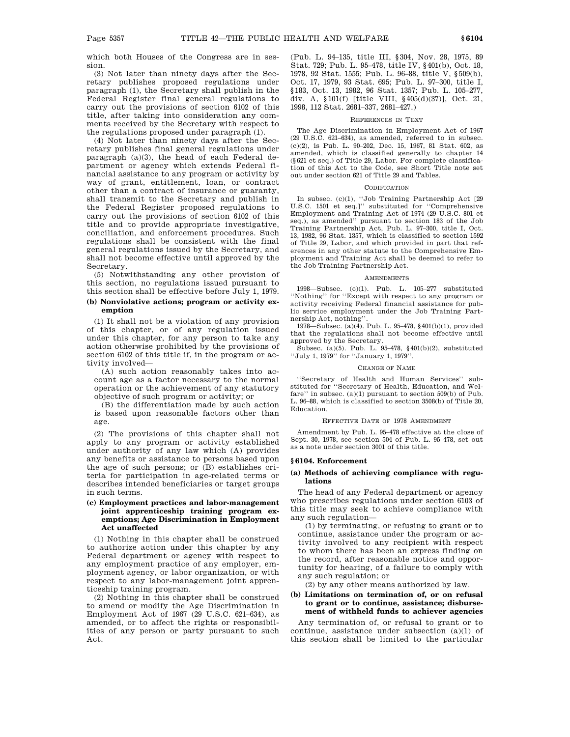which both Houses of the Congress are in session.

(3) Not later than ninety days after the Secretary publishes proposed regulations under paragraph (1), the Secretary shall publish in the Federal Register final general regulations to carry out the provisions of section 6102 of this title, after taking into consideration any comments received by the Secretary with respect to the regulations proposed under paragraph (1).

(4) Not later than ninety days after the Secretary publishes final general regulations under paragraph (a)(3), the head of each Federal department or agency which extends Federal financial assistance to any program or activity by way of grant, entitlement, loan, or contract other than a contract of insurance or guaranty, shall transmit to the Secretary and publish in the Federal Register proposed regulations to carry out the provisions of section 6102 of this title and to provide appropriate investigative, conciliation, and enforcement procedures. Such regulations shall be consistent with the final general regulations issued by the Secretary, and shall not become effective until approved by the Secretary.

(5) Notwithstanding any other provision of this section, no regulations issued pursuant to this section shall be effective before July 1, 1979.

**(b) Nonviolative actions; program or activity exemption**

(1) It shall not be a violation of any provision of this chapter, or of any regulation issued under this chapter, for any person to take any action otherwise prohibited by the provisions of section 6102 of this title if, in the program or activity involved—

(A) such action reasonably takes into account age as a factor necessary to the normal operation or the achievement of any statutory objective of such program or activity; or

(B) the differentiation made by such action is based upon reasonable factors other than age.

(2) The provisions of this chapter shall not apply to any program or activity established under authority of any law which (A) provides any benefits or assistance to persons based upon the age of such persons; or (B) establishes criteria for participation in age-related terms or describes intended beneficiaries or target groups in such terms.

**(c) Employment practices and labor-management joint apprenticeship training program exemptions; Age Discrimination in Employment Act unaffected**

(1) Nothing in this chapter shall be construed to authorize action under this chapter by any Federal department or agency with respect to any employment practice of any employer, employment agency, or labor organization, or with respect to any labor-management joint apprenticeship training program.

(2) Nothing in this chapter shall be construed to amend or modify the Age Discrimination in Employment Act of 1967 (29 U.S.C. 621–634), as amended, or to affect the rights or responsibilities of any person or party pursuant to such Act.

(Pub. L. 94–135, title III, §304, Nov. 28, 1975, 89 Stat. 729; Pub. L. 95–478, title IV, §401(b), Oct. 18, 1978, 92 Stat. 1555; Pub. L. 96–88, title V, §509(b), Oct. 17, 1979, 93 Stat. 695; Pub. L. 97–300, title I, §183, Oct. 13, 1982, 96 Stat. 1357; Pub. L. 105–277, div. A, §101(f) [title VIII, §405(d)(37)], Oct. 21, 1998, 112 Stat. 2681–337, 2681–427.)

REFERENCES IN TEXT

The Age Discrimination in Employment Act of 1967 (29 U.S.C. 621–634), as amended, referred to in subsec. (c)(2), is Pub. L. 90–202, Dec. 15, 1967, 81 Stat. 602, as amended, which is classified generally to chapter 14 (§621 et seq.) of Title 29, Labor. For complete classification of this Act to the Code, see Short Title note set out under section 621 of Title 29 and Tables.

CODIFICATION

In subsec. (c)(1), ''Job Training Partnership Act [29 U.S.C. 1501 et seq.]'' substituted for ''Comprehensive Employment and Training Act of 1974 (29 U.S.C. 801 et seq.), as amended'' pursuant to section 183 of the Job Training Partnership Act, Pub. L. 97–300, title I, Oct. 13, 1982, 96 Stat. 1357, which is classified to section 1592 of Title 29, Labor, and which provided in part that references in any other statute to the Comprehensive Employment and Training Act shall be deemed to refer to the Job Training Partnership Act.

AMENDMENTS

1998—Subsec. (c)(1). Pub. L. 105–277 substituted ''Nothing'' for ''Except with respect to any program or activity receiving Federal financial assistance for public service employment under the Job Training Partnership Act, nothing''.

1978—Subsec. (a)(4). Pub. L. 95–478, §401(b)(1), provided that the regulations shall not become effective until approved by the Secretary.

Subsec. (a)(5). Pub. L. 95–478, §401(b)(2), substituted ''July 1, 1979'' for ''January 1, 1979''.

CHANGE OF NAME

''Secretary of Health and Human Services'' substituted for ''Secretary of Health, Education, and Welfare'' in subsec. (a)(1) pursuant to section 509(b) of Pub. L. 96–88, which is classified to section 3508(b) of Title 20, Education.

EFFECTIVE DATE OF 1978 AMENDMENT

Amendment by Pub. L. 95–478 effective at the close of Sept. 30, 1978, see section 504 of Pub. L. 95–478, set out as a note under section 3001 of this title.

## § 6104. Enforcement

**(a) Methods of achieving compliance with regulations**

The head of any Federal department or agency who prescribes regulations under section 6103 of this title may seek to achieve compliance with any such regulation—

(1) by terminating, or refusing to grant or to continue, assistance under the program or activity involved to any recipient with respect to whom there has been an express finding on the record, after reasonable notice and opportunity for hearing, of a failure to comply with any such regulation; or

(2) by any other means authorized by law.

**(b) Limitations on termination of, or on refusal to grant or to continue, assistance; disbursement of withheld funds to achiever agencies**

Any termination of, or refusal to grant or to continue, assistance under subsection (a)(1) of this section shall be limited to the particular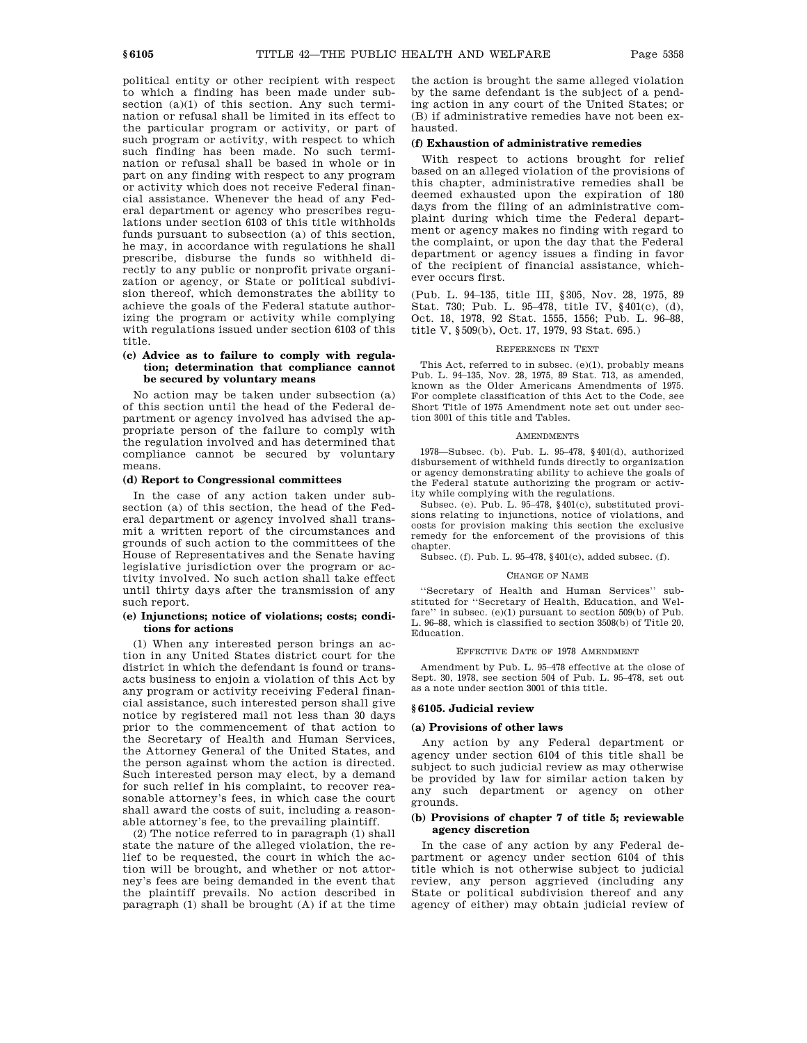political entity or other recipient with respect to which a finding has been made under subsection (a)(1) of this section. Any such termination or refusal shall be limited in its effect to the particular program or activity, or part of such program or activity, with respect to which such finding has been made. No such termination or refusal shall be based in whole or in part on any finding with respect to any program or activity which does not receive Federal financial assistance. Whenever the head of any Federal department or agency who prescribes regulations under section 6103 of this title withholds funds pursuant to subsection (a) of this section, he may, in accordance with regulations he shall prescribe, disburse the funds so withheld directly to any public or nonprofit private organization or agency, or State or political subdivision thereof, which demonstrates the ability to achieve the goals of the Federal statute authorizing the program or activity while complying with regulations issued under section 6103 of this title.

#### (c) Advice as to failure to comply with regulation; determination that compliance cannot be secured by voluntary means

No action may be taken under subsection (a) of this section until the head of the Federal department or agency involved has advised the appropriate person of the failure to comply with the regulation involved and has determined that compliance cannot be secured by voluntary means.

#### (d) Report to Congressional committees

In the case of any action taken under subsection (a) of this section, the head of the Federal department or agency involved shall transmit a written report of the circumstances and grounds of such action to the committees of the House of Representatives and the Senate having legislative jurisdiction over the program or activity involved. No such action shall take effect until thirty days after the transmission of any such report.

#### (e) Injunctions; notice of violations; costs; conditions for actions

(1) When any interested person brings an action in any United States district court for the district in which the defendant is found or transacts business to enjoin a violation of this Act by any program or activity receiving Federal financial assistance, such interested person shall give notice by registered mail not less than 30 days prior to the commencement of that action to the Secretary of Health and Human Services, the Attorney General of the United States, and the person against whom the action is directed. Such interested person may elect, by a demand for such relief in his complaint, to recover reasonable attorney's fees, in which case the court shall award the costs of suit, including a reasonable attorney's fee, to the prevailing plaintiff.

(2) The notice referred to in paragraph (1) shall state the nature of the alleged violation, the relief to be requested, the court in which the action will be brought, and whether or not attorney's fees are being demanded in the event that the plaintiff prevails. No action described in paragraph (1) shall be brought (A) if at the time the action is brought the same alleged violation by the same defendant is the subject of a pending action in any court of the United States; or (B) if administrative remedies have not been exhausted.

#### (f) Exhaustion of administrative remedies

With respect to actions brought for relief based on an alleged violation of the provisions of this chapter, administrative remedies shall be deemed exhausted upon the expiration of 180 days from the filing of an administrative complaint during which time the Federal department or agency makes no finding with regard to the complaint, or upon the day that the Federal department or agency issues a finding in favor of the recipient of financial assistance, whichever occurs first.

(Pub. L. 94–135, title III, §305, Nov. 28, 1975, 89 Stat. 730; Pub. L. 95–478, title IV, §401(c), (d), Oct. 18, 1978, 92 Stat. 1555, 1556; Pub. L. 96–88, title V, §509(b), Oct. 17, 1979, 93 Stat. 695.)

##### References in Text

This Act, referred to in subsec. (e)(1), probably means Pub. L. 94–135, Nov. 28, 1975, 89 Stat. 713, as amended, known as the Older Americans Amendments of 1975. For complete classification of this Act to the Code, see Short Title of 1975 Amendment note set out under section 3001 of this title and Tables.

##### Amendments

1978—Subsec. (b). Pub. L. 95–478, §401(d), authorized disbursement of withheld funds directly to organization or agency demonstrating ability to achieve the goals of the Federal statute authorizing the program or activity while complying with the regulations.

Subsec. (e). Pub. L. 95–478, §401(c), substituted provisions relating to injunctions, notice of violations, and costs for provision making this section the exclusive remedy for the enforcement of the provisions of this chapter.

Subsec. (f). Pub. L. 95–478, §401(c), added subsec. (f).

##### Change of Name

''Secretary of Health and Human Services'' substituted for ''Secretary of Health, Education, and Welfare'' in subsec. (e)(1) pursuant to section 509(b) of Pub. L. 96–88, which is classified to section 3508(b) of Title 20, Education.

##### Effective Date of 1978 Amendment

Amendment by Pub. L. 95–478 effective at the close of Sept. 30, 1978, see section 504 of Pub. L. 95–478, set out as a note under section 3001 of this title.

### §6105. Judicial review

#### (a) Provisions of other laws

Any action by any Federal department or agency under section 6104 of this title shall be subject to such judicial review as may otherwise be provided by law for similar action taken by any such department or agency on other grounds.

#### (b) Provisions of chapter 7 of title 5; reviewable agency discretion

In the case of any action by any Federal department or agency under section 6104 of this title which is not otherwise subject to judicial review, any person aggrieved (including any State or political subdivision thereof and any agency of either) may obtain judicial review of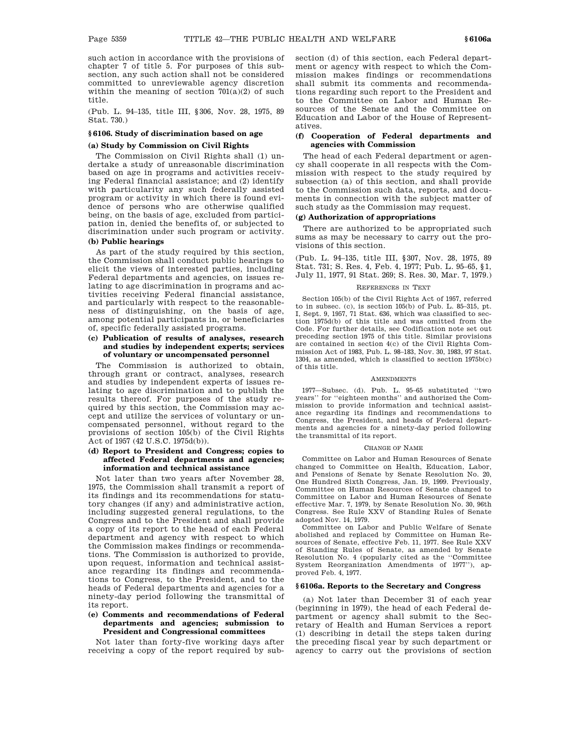such action in accordance with the provisions of chapter 7 of title 5. For purposes of this subsection, any such action shall not be considered committed to unreviewable agency discretion within the meaning of section 701(a)(2) of such title.

(Pub. L. 94–135, title III, §306, Nov. 28, 1975, 89 Stat. 730.)

### §6106. Study of discrimination based on age

#### (a) Study by Commission on Civil Rights

The Commission on Civil Rights shall (1) undertake a study of unreasonable discrimination based on age in programs and activities receiving Federal financial assistance; and (2) identify with particularity any such federally assisted program or activity in which there is found evidence of persons who are otherwise qualified being, on the basis of age, excluded from participation in, denied the benefits of, or subjected to discrimination under such program or activity.

#### (b) Public hearings

As part of the study required by this section, the Commission shall conduct public hearings to elicit the views of interested parties, including Federal departments and agencies, on issues relating to age discrimination in programs and activities receiving Federal financial assistance, and particularly with respect to the reasonableness of distinguishing, on the basis of age, among potential participants in, or beneficiaries of, specific federally assisted programs.

#### (c) Publication of results of analyses, research and studies by independent experts; services of voluntary or uncompensated personnel

The Commission is authorized to obtain, through grant or contract, analyses, research and studies by independent experts of issues relating to age discrimination and to publish the results thereof. For purposes of the study required by this section, the Commission may accept and utilize the services of voluntary or uncompensated personnel, without regard to the provisions of section 105(b) of the Civil Rights Act of 1957 (42 U.S.C. 1975d(b)).

#### (d) Report to President and Congress; copies to affected Federal departments and agencies; information and technical assistance

Not later than two years after November 28, 1975, the Commission shall transmit a report of its findings and its recommendations for statutory changes (if any) and administrative action, including suggested general regulations, to the Congress and to the President and shall provide a copy of its report to the head of each Federal department and agency with respect to which the Commission makes findings or recommendations. The Commission is authorized to provide, upon request, information and technical assistance regarding its findings and recommendations to Congress, to the President, and to the heads of Federal departments and agencies for a ninety-day period following the transmittal of its report.

#### (e) Comments and recommendations of Federal departments and agencies; submission to President and Congressional committees

Not later than forty-five working days after receiving a copy of the report required by subsection (d) of this section, each Federal department or agency with respect to which the Commission makes findings or recommendations shall submit its comments and recommendations regarding such report to the President and to the Committee on Labor and Human Resources of the Senate and the Committee on Education and Labor of the House of Representatives.

#### (f) Cooperation of Federal departments and agencies with Commission

The head of each Federal department or agency shall cooperate in all respects with the Commission with respect to the study required by subsection (a) of this section, and shall provide to the Commission such data, reports, and documents in connection with the subject matter of such study as the Commission may request.

#### (g) Authorization of appropriations

There are authorized to be appropriated such sums as may be necessary to carry out the provisions of this section.

(Pub. L. 94–135, title III, §307, Nov. 28, 1975, 89 Stat. 731; S. Res. 4, Feb. 4, 1977; Pub. L. 95–65, §1, July 11, 1977, 91 Stat. 269; S. Res. 30, Mar. 7, 1979.)

REFERENCES IN TEXT

Section 105(b) of the Civil Rights Act of 1957, referred to in subsec. (c), is section 105(b) of Pub. L. 85–315, pt. I, Sept. 9, 1957, 71 Stat. 636, which was classified to section 1975d(b) of this title and was omitted from the Code. For further details, see Codification note set out preceding section 1975 of this title. Similar provisions are contained in section 4(c) of the Civil Rights Commission Act of 1983, Pub. L. 98–183, Nov. 30, 1983, 97 Stat. 1304, as amended, which is classified to section 1975b(c) of this title.

AMENDMENTS

1977—Subsec. (d). Pub. L. 95–65 substituted ''two years'' for ''eighteen months'' and authorized the Commission to provide information and technical assistance regarding its findings and recommendations to Congress, the President, and heads of Federal departments and agencies for a ninety-day period following the transmittal of its report.

CHANGE OF NAME

Committee on Labor and Human Resources of Senate changed to Committee on Health, Education, Labor, and Pensions of Senate by Senate Resolution No. 20, One Hundred Sixth Congress, Jan. 19, 1999. Previously, Committee on Human Resources of Senate changed to Committee on Labor and Human Resources of Senate effective Mar. 7, 1979, by Senate Resolution No. 30, 96th Congress. See Rule XXV of Standing Rules of Senate adopted Nov. 14, 1979.

Committee on Labor and Public Welfare of Senate abolished and replaced by Committee on Human Resources of Senate, effective Feb. 11, 1977. See Rule XXV of Standing Rules of Senate, as amended by Senate Resolution No. 4 (popularly cited as the ''Committee System Reorganization Amendments of 1977''), approved Feb. 4, 1977.

### §6106a. Reports to the Secretary and Congress

(a) Not later than December 31 of each year (beginning in 1979), the head of each Federal department or agency shall submit to the Secretary of Health and Human Services a report (1) describing in detail the steps taken during the preceding fiscal year by such department or agency to carry out the provisions of section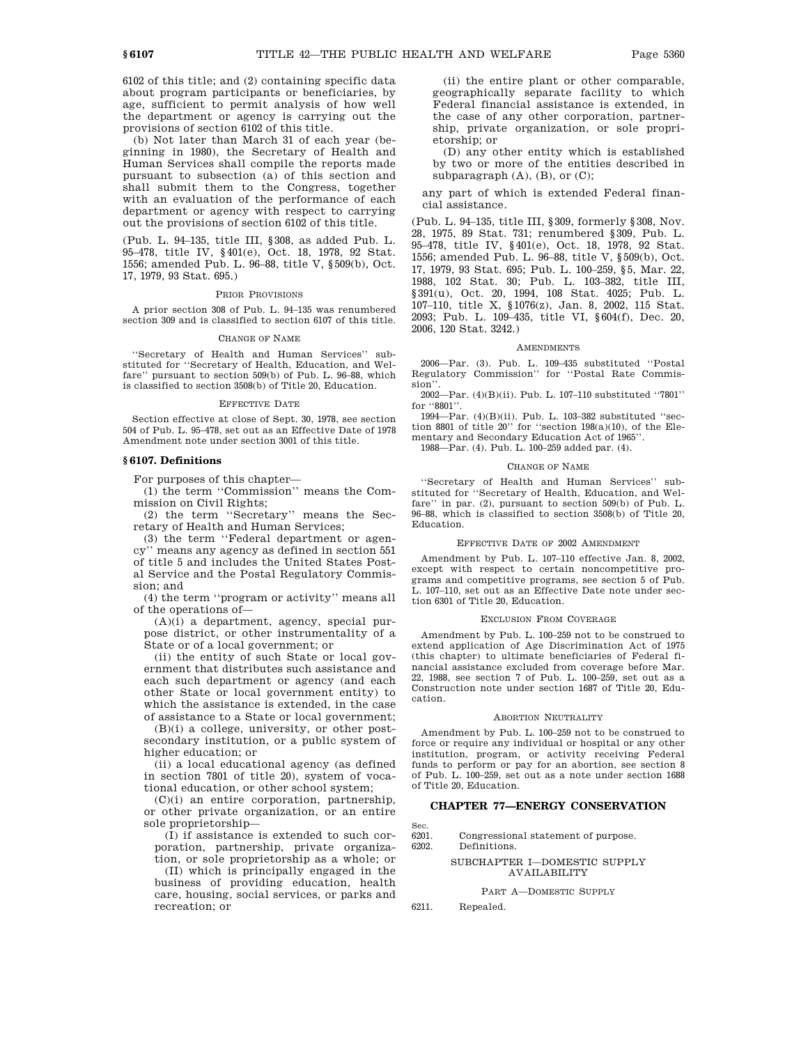6102 of this title; and (2) containing specific data about program participants or beneficiaries, by age, sufficient to permit analysis of how well the department or agency is carrying out the provisions of section 6102 of this title.

(b) Not later than March 31 of each year (beginning in 1980), the Secretary of Health and Human Services shall compile the reports made pursuant to subsection (a) of this section and shall submit them to the Congress, together with an evaluation of the performance of each department or agency with respect to carrying out the provisions of section 6102 of this title.

(Pub. L. 94–135, title III, §308, as added Pub. L. 95–478, title IV, §401(e), Oct. 18, 1978, 92 Stat. 1556; amended Pub. L. 96–88, title V, §509(b), Oct. 17, 1979, 93 Stat. 695.)

PRIOR PROVISIONS

A prior section 308 of Pub. L. 94–135 was renumbered section 309 and is classified to section 6107 of this title.

CHANGE OF NAME

''Secretary of Health and Human Services'' substituted for ''Secretary of Health, Education, and Welfare'' pursuant to section 509(b) of Pub. L. 96–88, which is classified to section 3508(b) of Title 20, Education.

EFFECTIVE DATE

Section effective at close of Sept. 30, 1978, see section 504 of Pub. L. 95–478, set out as an Effective Date of 1978 Amendment note under section 3001 of this title.

### §6107. Definitions

For purposes of this chapter—

(1) the term ''Commission'' means the Commission on Civil Rights;

(2) the term ''Secretary'' means the Secretary of Health and Human Services;

(3) the term ''Federal department or agency'' means any agency as defined in section 551 of title 5 and includes the United States Postal Service and the Postal Regulatory Commission; and

(4) the term ''program or activity'' means all of the operations of—

(A)(i) a department, agency, special purpose district, or other instrumentality of a State or of a local government; or

(ii) the entity of such State or local government that distributes such assistance and each such department or agency (and each other State or local government entity) to which the assistance is extended, in the case of assistance to a State or local government;

(B)(i) a college, university, or other postsecondary institution, or a public system of higher education; or

(ii) a local educational agency (as defined in section 7801 of title 20), system of vocational education, or other school system;

(C)(i) an entire corporation, partnership, or other private organization, or an entire sole proprietorship—

(I) if assistance is extended to such corporation, partnership, private organization, or sole proprietorship as a whole; or

(II) which is principally engaged in the business of providing education, health care, housing, social services, or parks and recreation; or

(ii) the entire plant or other comparable, geographically separate facility to which Federal financial assistance is extended, in the case of any other corporation, partnership, private organization, or sole proprietorship; or

(D) any other entity which is established by two or more of the entities described in subparagraph (A), (B), or (C);

any part of which is extended Federal financial assistance.

(Pub. L. 94–135, title III, §309, formerly §308, Nov. 28, 1975, 89 Stat. 731; renumbered §309, Pub. L. 95–478, title IV, §401(e), Oct. 18, 1978, 92 Stat. 1556; amended Pub. L. 96–88, title V, §509(b), Oct. 17, 1979, 93 Stat. 695; Pub. L. 100–259, §5, Mar. 22, 1988, 102 Stat. 30; Pub. L. 103–382, title III, §391(u), Oct. 20, 1994, 108 Stat. 4025; Pub. L. 107–110, title X, §1076(z), Jan. 8, 2002, 115 Stat. 2093; Pub. L. 109–435, title VI, §604(f), Dec. 20, 2006, 120 Stat. 3242.)

AMENDMENTS

2006—Par. (3). Pub. L. 109–435 substituted ''Postal Regulatory Commission'' for ''Postal Rate Commission''.

2002—Par. (4)(B)(ii). Pub. L. 107–110 substituted ''7801'' for ''8801''.

1994—Par. (4)(B)(ii). Pub. L. 103–382 substituted ''section 8801 of title 20'' for ''section 198(a)(10), of the Elementary and Secondary Education Act of 1965''.

1988—Par. (4). Pub. L. 100–259 added par. (4).

CHANGE OF NAME

''Secretary of Health and Human Services'' substituted for ''Secretary of Health, Education, and Welfare'' in par. (2), pursuant to section 509(b) of Pub. L. 96–88, which is classified to section 3508(b) of Title 20, Education.

EFFECTIVE DATE OF 2002 AMENDMENT

Amendment by Pub. L. 107–110 effective Jan. 8, 2002, except with respect to certain noncompetitive programs and competitive programs, see section 5 of Pub. L. 107–110, set out as an Effective Date note under section 6301 of Title 20, Education.

EXCLUSION FROM COVERAGE

Amendment by Pub. L. 100–259 not to be construed to extend application of Age Discrimination Act of 1975 (this chapter) to ultimate beneficiaries of Federal financial assistance excluded from coverage before Mar. 22, 1988, see section 7 of Pub. L. 100–259, set out as a Construction note under section 1687 of Title 20, Education.

ABORTION NEUTRALITY

Amendment by Pub. L. 100–259 not to be construed to force or require any individual or hospital or any other institution, program, or activity receiving Federal funds to perform or pay for an abortion, see section 8 of Pub. L. 100–259, set out as a note under section 1688 of Title 20, Education.

## CHAPTER 77—ENERGY CONSERVATION

Sec.
6201. Congressional statement of purpose.
6202. Definitions.

SUBCHAPTER I—DOMESTIC SUPPLY AVAILABILITY

PART A—DOMESTIC SUPPLY

6211. Repealed.